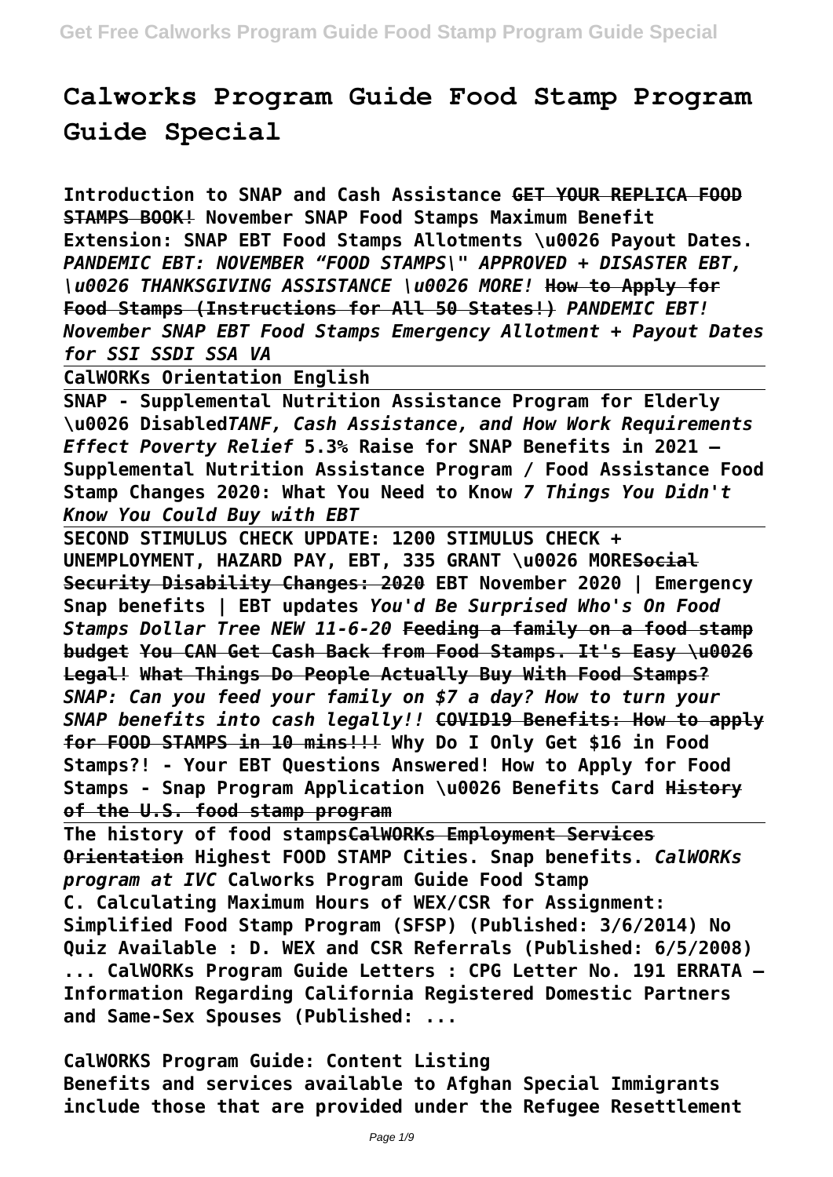# Calworks Program Guide Food Stamp Program Guide Special

**Introduction to SNAP and Cash Assistance** ~~**GET YOUR REPLICA FOOD STAMPS BOOK!**~~ **November SNAP Food Stamps Maximum Benefit Extension: SNAP EBT Food Stamps Allotments \u0026 Payout Dates.** ***PANDEMIC EBT: NOVEMBER "FOOD STAMPS\" APPROVED + DISASTER EBT, \u0026 THANKSGIVING ASSISTANCE \u0026 MORE!*** ~~**How to Apply for Food Stamps (Instructions for All 50 States!)**~~ ***PANDEMIC EBT! November SNAP EBT Food Stamps Emergency Allotment + Payout Dates for SSI SSDI SSA VA***

**CalWORKs Orientation English**

**SNAP - Supplemental Nutrition Assistance Program for Elderly \u0026 Disabled** ***TANF, Cash Assistance, and How Work Requirements Effect Poverty Relief*** **5.3% Raise for SNAP Benefits in 2021 – Supplemental Nutrition Assistance Program / Food Assistance Food Stamp Changes 2020: What You Need to Know** ***7 Things You Didn't Know You Could Buy with EBT***

**SECOND STIMULUS CHECK UPDATE: 1200 STIMULUS CHECK + UNEMPLOYMENT, HAZARD PAY, EBT, 335 GRANT \u0026 MORE**~~**Social Security Disability Changes: 2020**~~ **EBT November 2020 | Emergency Snap benefits | EBT updates** ***You'd Be Surprised Who's On Food Stamps Dollar Tree NEW 11-6-20*** ~~**Feeding a family on a food stamp budget**~~ ~~**You CAN Get Cash Back from Food Stamps. It's Easy \u0026 Legal!**~~ ~~**What Things Do People Actually Buy With Food Stamps?**~~ ***SNAP: Can you feed your family on $7 a day? How to turn your SNAP benefits into cash legally!!*** ~~**COVID19 Benefits: How to apply for FOOD STAMPS in 10 mins!!!**~~ **Why Do I Only Get $16 in Food Stamps?! - Your EBT Questions Answered! How to Apply for Food Stamps - Snap Program Application \u0026 Benefits Card** ~~**History of the U.S. food stamp program**~~

**The history of food stamps**~~**CalWORKs Employment Services Orientation**~~ **Highest FOOD STAMP Cities. Snap benefits.** ***CalWORKs program at IVC*** **Calworks Program Guide Food Stamp**

**C. Calculating Maximum Hours of WEX/CSR for Assignment: Simplified Food Stamp Program (SFSP) (Published: 3/6/2014) No Quiz Available : D. WEX and CSR Referrals (Published: 6/5/2008) ... CalWORKs Program Guide Letters : CPG Letter No. 191 ERRATA – Information Regarding California Registered Domestic Partners and Same-Sex Spouses (Published: ...**

**CalWORKS Program Guide: Content Listing**

**Benefits and services available to Afghan Special Immigrants include those that are provided under the Refugee Resettlement**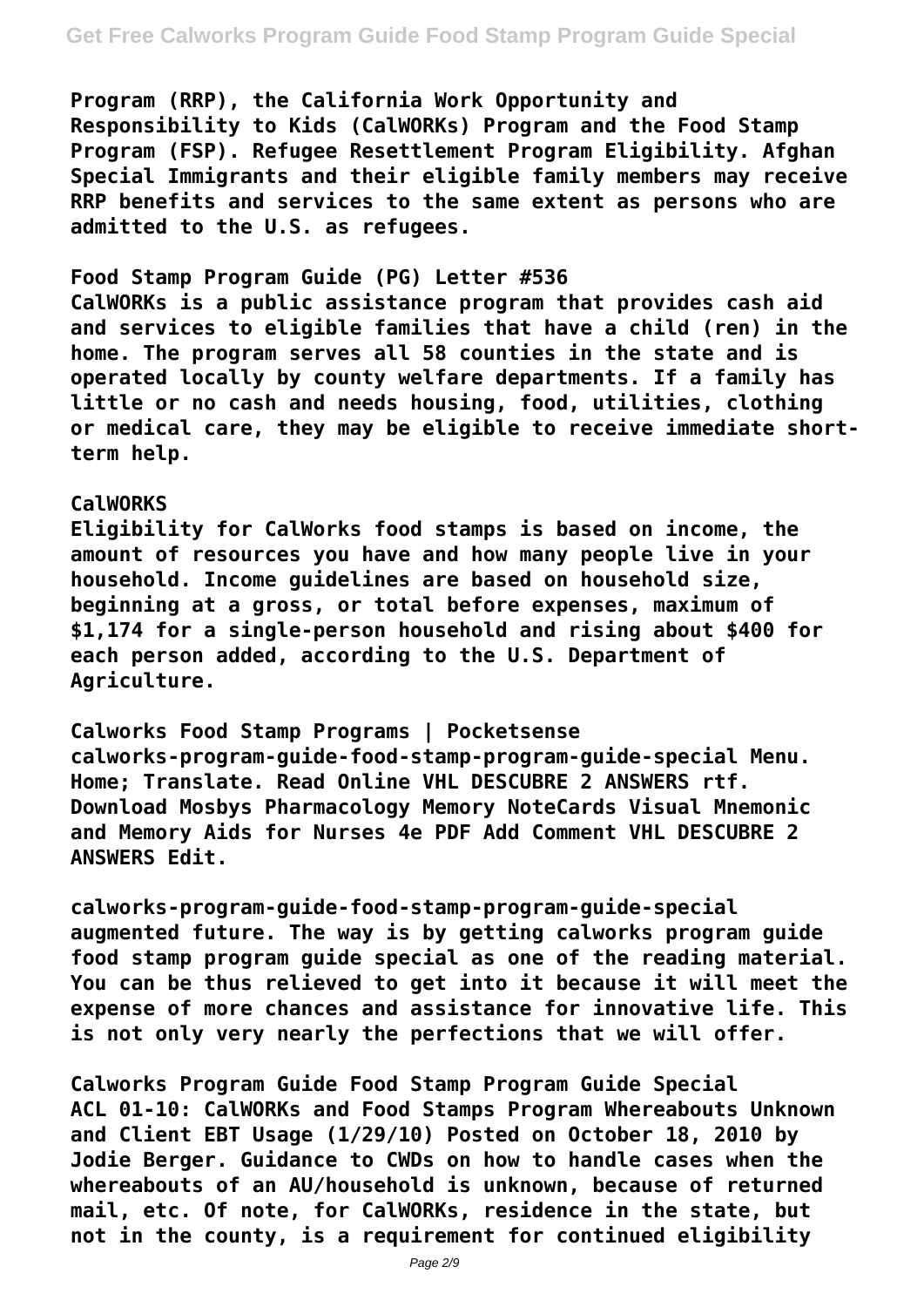Program (RRP), the California Work Opportunity and Responsibility to Kids (CalWORKs) Program and the Food Stamp Program (FSP). Refugee Resettlement Program Eligibility. Afghan Special Immigrants and their eligible family members may receive RRP benefits and services to the same extent as persons who are admitted to the U.S. as refugees.

**Food Stamp Program Guide (PG) Letter #536**

CalWORKs is a public assistance program that provides cash aid and services to eligible families that have a child (ren) in the home. The program serves all 58 counties in the state and is operated locally by county welfare departments. If a family has little or no cash and needs housing, food, utilities, clothing or medical care, they may be eligible to receive immediate short-term help.

**CalWORKS**

Eligibility for CalWorks food stamps is based on income, the amount of resources you have and how many people live in your household. Income guidelines are based on household size, beginning at a gross, or total before expenses, maximum of $1,174 for a single-person household and rising about $400 for each person added, according to the U.S. Department of Agriculture.

**Calworks Food Stamp Programs | Pocketsense**

calworks-program-guide-food-stamp-program-guide-special Menu. Home; Translate. Read Online VHL DESCUBRE 2 ANSWERS rtf. Download Mosbys Pharmacology Memory NoteCards Visual Mnemonic and Memory Aids for Nurses 4e PDF Add Comment VHL DESCUBRE 2 ANSWERS Edit.

**calworks-program-guide-food-stamp-program-guide-special**

augmented future. The way is by getting calworks program guide food stamp program guide special as one of the reading material. You can be thus relieved to get into it because it will meet the expense of more chances and assistance for innovative life. This is not only very nearly the perfections that we will offer.

**Calworks Program Guide Food Stamp Program Guide Special**

ACL 01-10: CalWORKs and Food Stamps Program Whereabouts Unknown and Client EBT Usage (1/29/10) Posted on October 18, 2010 by Jodie Berger. Guidance to CWDs on how to handle cases when the whereabouts of an AU/household is unknown, because of returned mail, etc. Of note, for CalWORKs, residence in the state, but not in the county, is a requirement for continued eligibility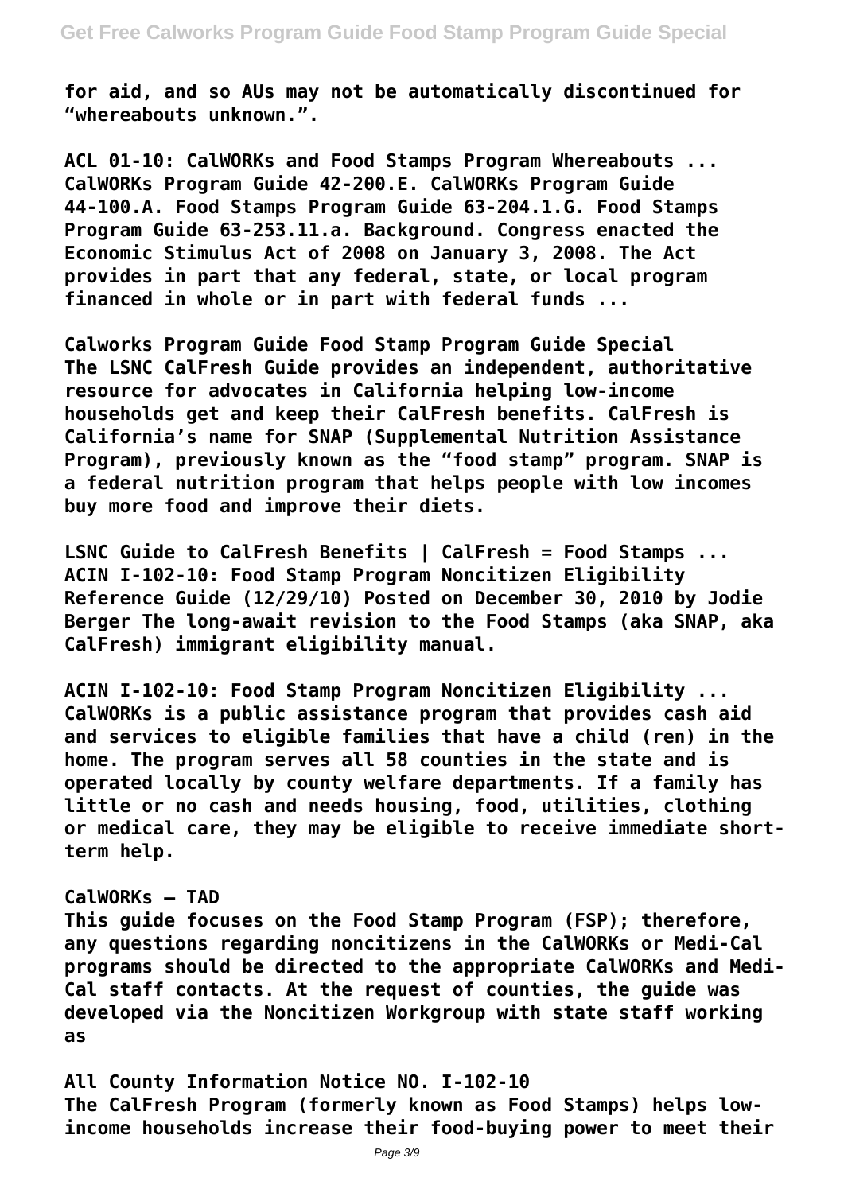**for aid, and so AUs may not be automatically discontinued for "whereabouts unknown.".**

**ACL 01-10: CalWORKs and Food Stamps Program Whereabouts ...**
**CalWORKs Program Guide 42-200.E. CalWORKs Program Guide 44-100.A. Food Stamps Program Guide 63-204.1.G. Food Stamps Program Guide 63-253.11.a. Background. Congress enacted the Economic Stimulus Act of 2008 on January 3, 2008. The Act provides in part that any federal, state, or local program financed in whole or in part with federal funds ...**

**Calworks Program Guide Food Stamp Program Guide Special**
**The LSNC CalFresh Guide provides an independent, authoritative resource for advocates in California helping low-income households get and keep their CalFresh benefits. CalFresh is California's name for SNAP (Supplemental Nutrition Assistance Program), previously known as the "food stamp" program. SNAP is a federal nutrition program that helps people with low incomes buy more food and improve their diets.**

**LSNC Guide to CalFresh Benefits | CalFresh = Food Stamps ...**
**ACIN I-102-10: Food Stamp Program Noncitizen Eligibility Reference Guide (12/29/10) Posted on December 30, 2010 by Jodie Berger The long-await revision to the Food Stamps (aka SNAP, aka CalFresh) immigrant eligibility manual.**

**ACIN I-102-10: Food Stamp Program Noncitizen Eligibility ...**
**CalWORKs is a public assistance program that provides cash aid and services to eligible families that have a child (ren) in the home. The program serves all 58 counties in the state and is operated locally by county welfare departments. If a family has little or no cash and needs housing, food, utilities, clothing or medical care, they may be eligible to receive immediate short-term help.**

**CalWORKs – TAD**
**This guide focuses on the Food Stamp Program (FSP); therefore, any questions regarding noncitizens in the CalWORKs or Medi-Cal programs should be directed to the appropriate CalWORKs and Medi-Cal staff contacts. At the request of counties, the guide was developed via the Noncitizen Workgroup with state staff working as**

**All County Information Notice NO. I-102-10**
**The CalFresh Program (formerly known as Food Stamps) helps low-income households increase their food-buying power to meet their**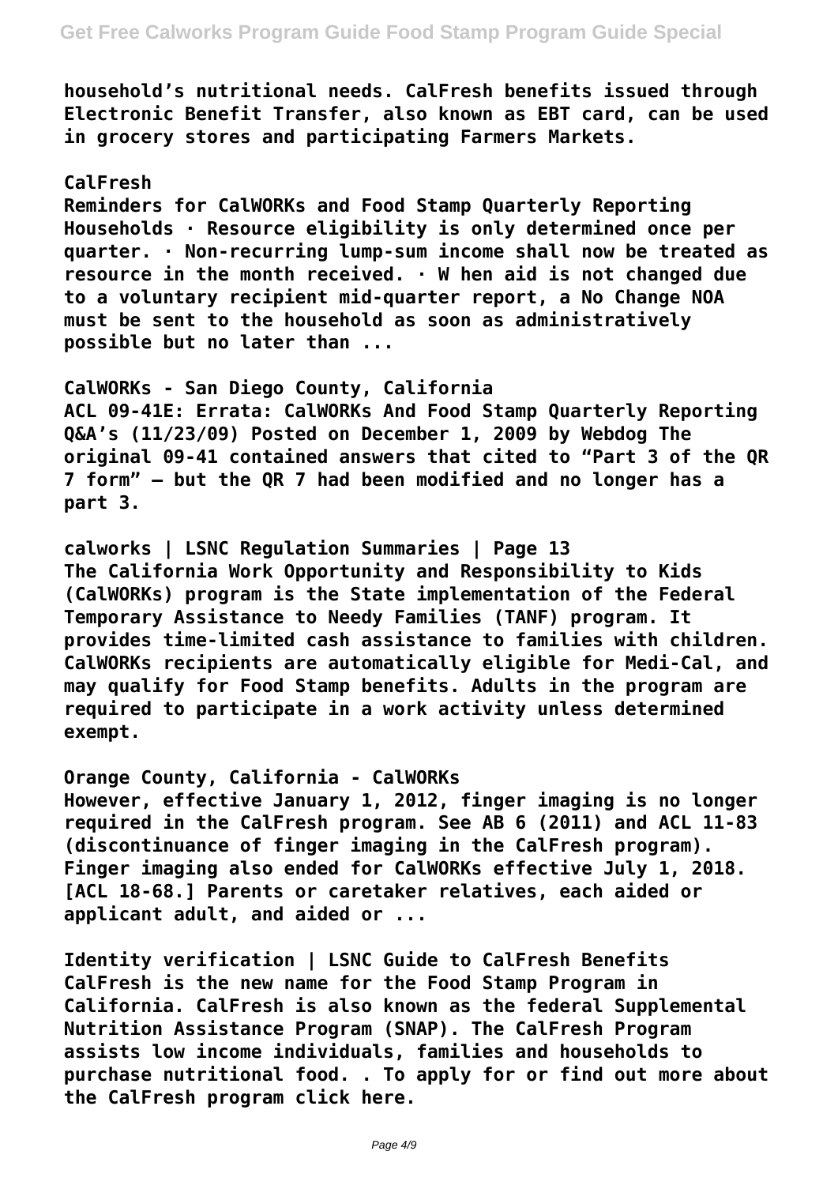household's nutritional needs. CalFresh benefits issued through Electronic Benefit Transfer, also known as EBT card, can be used in grocery stores and participating Farmers Markets.

**CalFresh**

Reminders for CalWORKs and Food Stamp Quarterly Reporting Households · Resource eligibility is only determined once per quarter. · Non-recurring lump-sum income shall now be treated as resource in the month received. · W hen aid is not changed due to a voluntary recipient mid-quarter report, a No Change NOA must be sent to the household as soon as administratively possible but no later than ...

**CalWORKs - San Diego County, California**

ACL 09-41E: Errata: CalWORKs And Food Stamp Quarterly Reporting Q&A's (11/23/09) Posted on December 1, 2009 by Webdog The original 09-41 contained answers that cited to "Part 3 of the QR 7 form" – but the QR 7 had been modified and no longer has a part 3.

**calworks | LSNC Regulation Summaries | Page 13**

The California Work Opportunity and Responsibility to Kids (CalWORKs) program is the State implementation of the Federal Temporary Assistance to Needy Families (TANF) program. It provides time-limited cash assistance to families with children. CalWORKs recipients are automatically eligible for Medi-Cal, and may qualify for Food Stamp benefits. Adults in the program are required to participate in a work activity unless determined exempt.

**Orange County, California - CalWORKs**

However, effective January 1, 2012, finger imaging is no longer required in the CalFresh program. See AB 6 (2011) and ACL 11-83 (discontinuance of finger imaging in the CalFresh program). Finger imaging also ended for CalWORKs effective July 1, 2018. [ACL 18-68.] Parents or caretaker relatives, each aided or applicant adult, and aided or ...

**Identity verification | LSNC Guide to CalFresh Benefits**

CalFresh is the new name for the Food Stamp Program in California. CalFresh is also known as the federal Supplemental Nutrition Assistance Program (SNAP). The CalFresh Program assists low income individuals, families and households to purchase nutritional food. . To apply for or find out more about the CalFresh program click here.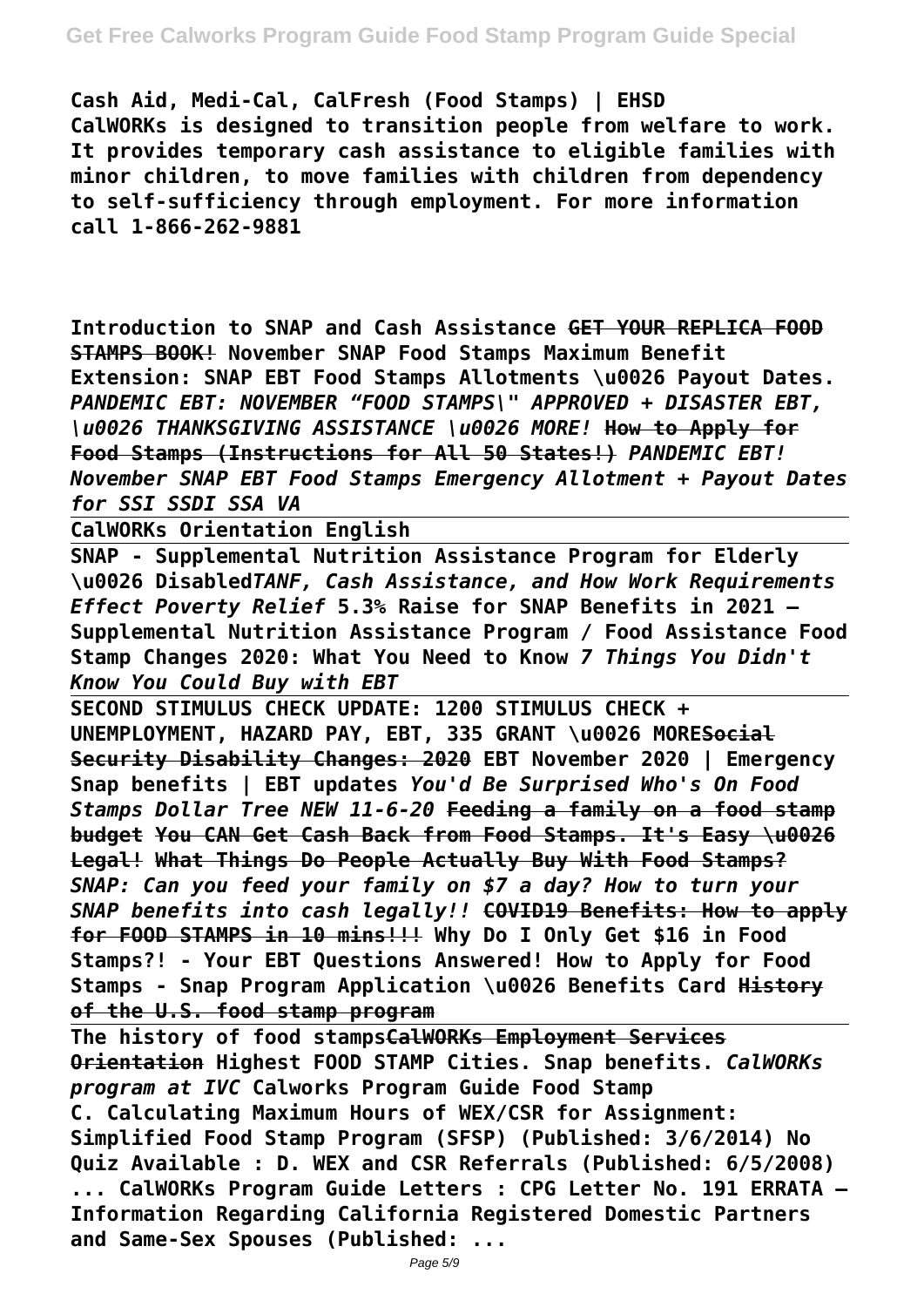**Cash Aid, Medi-Cal, CalFresh (Food Stamps) | EHSD**
**CalWORKs is designed to transition people from welfare to work. It provides temporary cash assistance to eligible families with minor children, to move families with children from dependency to self-sufficiency through employment. For more information call 1-866-262-9881**

**Introduction to SNAP and Cash Assistance** ~~**GET YOUR REPLICA FOOD STAMPS BOOK!**~~ **November SNAP Food Stamps Maximum Benefit Extension: SNAP EBT Food Stamps Allotments \u0026 Payout Dates.** ***PANDEMIC EBT: NOVEMBER "FOOD STAMPS\" APPROVED + DISASTER EBT, \u0026 THANKSGIVING ASSISTANCE \u0026 MORE!*** ~~**How to Apply for Food Stamps (Instructions for All 50 States!)**~~ ***PANDEMIC EBT! November SNAP EBT Food Stamps Emergency Allotment + Payout Dates for SSI SSDI SSA VA***

**CalWORKs Orientation English**

**SNAP - Supplemental Nutrition Assistance Program for Elderly \u0026 Disabled** ***TANF, Cash Assistance, and How Work Requirements Effect Poverty Relief*** **5.3% Raise for SNAP Benefits in 2021 – Supplemental Nutrition Assistance Program / Food Assistance Food Stamp Changes 2020: What You Need to Know** ***7 Things You Didn't Know You Could Buy with EBT***

**SECOND STIMULUS CHECK UPDATE: 1200 STIMULUS CHECK + UNEMPLOYMENT, HAZARD PAY, EBT, 335 GRANT \u0026 MORE**~~**Social Security Disability Changes: 2020**~~ **EBT November 2020 | Emergency Snap benefits | EBT updates** ***You'd Be Surprised Who's On Food Stamps Dollar Tree NEW 11-6-20*** ~~**Feeding a family on a food stamp budget**~~ ~~**You CAN Get Cash Back from Food Stamps. It's Easy \u0026 Legal!**~~ ~~**What Things Do People Actually Buy With Food Stamps?**~~ ***SNAP: Can you feed your family on $7 a day? How to turn your SNAP benefits into cash legally!!*** ~~**COVID19 Benefits: How to apply for FOOD STAMPS in 10 mins!!!**~~ **Why Do I Only Get $16 in Food Stamps?! - Your EBT Questions Answered! How to Apply for Food Stamps - Snap Program Application \u0026 Benefits Card** ~~**History of the U.S. food stamp program**~~

**The history of food stamps**~~**CalWORKs Employment Services Orientation**~~ **Highest FOOD STAMP Cities. Snap benefits.** ***CalWORKs program at IVC*** **Calworks Program Guide Food Stamp**
**C. Calculating Maximum Hours of WEX/CSR for Assignment: Simplified Food Stamp Program (SFSP) (Published: 3/6/2014) No Quiz Available : D. WEX and CSR Referrals (Published: 6/5/2008) ... CalWORKs Program Guide Letters : CPG Letter No. 191 ERRATA – Information Regarding California Registered Domestic Partners and Same-Sex Spouses (Published: ...**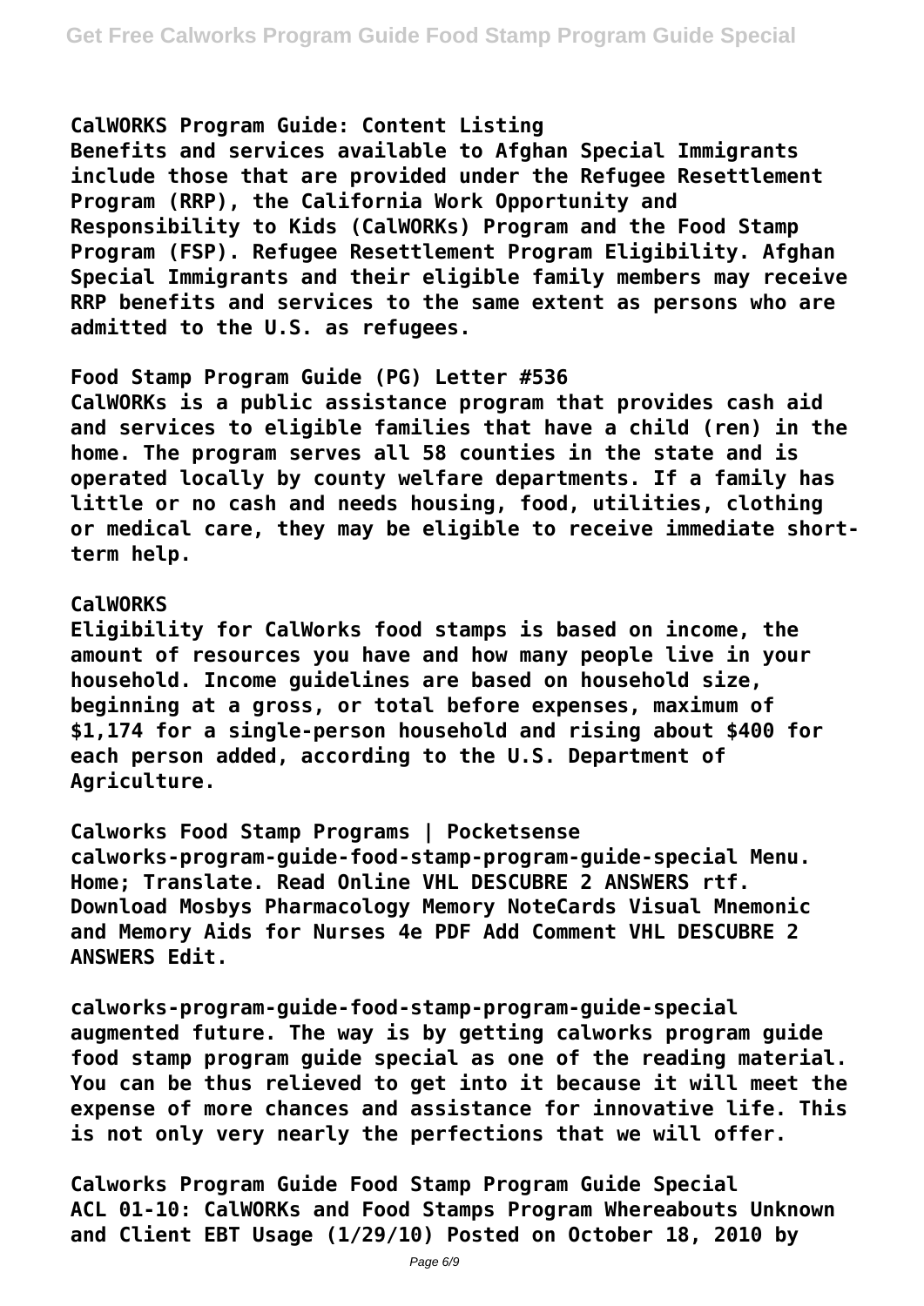**CalWORKS Program Guide: Content Listing**

Benefits and services available to Afghan Special Immigrants include those that are provided under the Refugee Resettlement Program (RRP), the California Work Opportunity and Responsibility to Kids (CalWORKs) Program and the Food Stamp Program (FSP). Refugee Resettlement Program Eligibility. Afghan Special Immigrants and their eligible family members may receive RRP benefits and services to the same extent as persons who are admitted to the U.S. as refugees.

**Food Stamp Program Guide (PG) Letter #536**

CalWORKs is a public assistance program that provides cash aid and services to eligible families that have a child (ren) in the home. The program serves all 58 counties in the state and is operated locally by county welfare departments. If a family has little or no cash and needs housing, food, utilities, clothing or medical care, they may be eligible to receive immediate short-term help.

**CalWORKS**

Eligibility for CalWorks food stamps is based on income, the amount of resources you have and how many people live in your household. Income guidelines are based on household size, beginning at a gross, or total before expenses, maximum of $1,174 for a single-person household and rising about $400 for each person added, according to the U.S. Department of Agriculture.

**Calworks Food Stamp Programs | Pocketsense**

calworks-program-guide-food-stamp-program-guide-special Menu. Home; Translate. Read Online VHL DESCUBRE 2 ANSWERS rtf. Download Mosbys Pharmacology Memory NoteCards Visual Mnemonic and Memory Aids for Nurses 4e PDF Add Comment VHL DESCUBRE 2 ANSWERS Edit.

**calworks-program-guide-food-stamp-program-guide-special**

augmented future. The way is by getting calworks program guide food stamp program guide special as one of the reading material. You can be thus relieved to get into it because it will meet the expense of more chances and assistance for innovative life. This is not only very nearly the perfections that we will offer.

**Calworks Program Guide Food Stamp Program Guide Special**

ACL 01-10: CalWORKs and Food Stamps Program Whereabouts Unknown and Client EBT Usage (1/29/10) Posted on October 18, 2010 by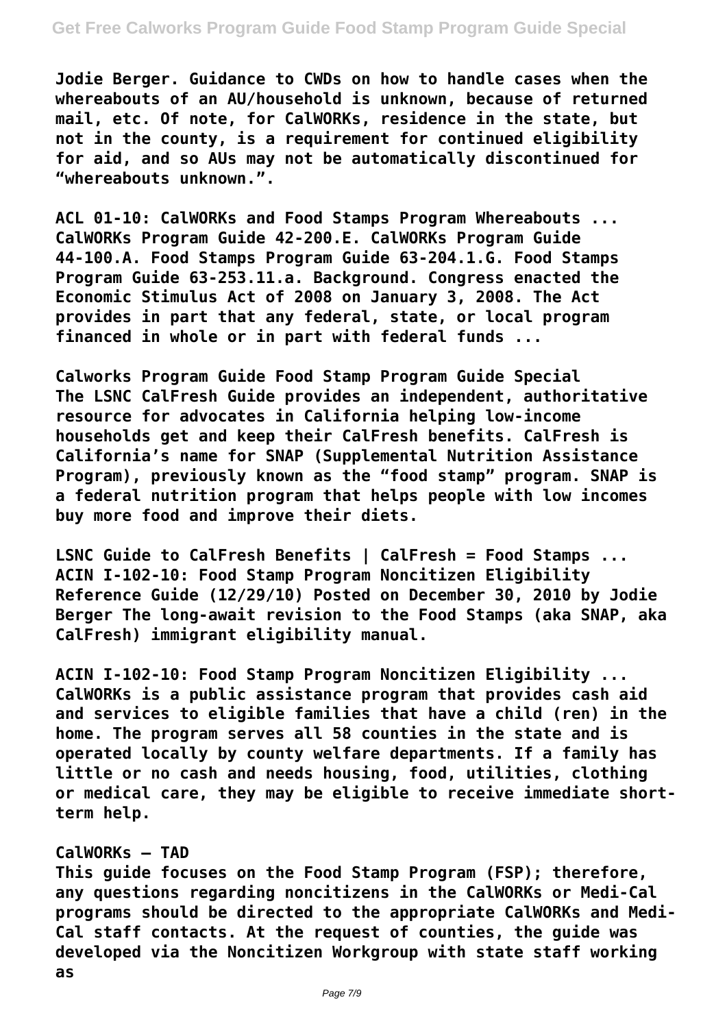Jodie Berger. Guidance to CWDs on how to handle cases when the whereabouts of an AU/household is unknown, because of returned mail, etc. Of note, for CalWORKs, residence in the state, but not in the county, is a requirement for continued eligibility for aid, and so AUs may not be automatically discontinued for "whereabouts unknown.".

ACL 01-10: CalWORKs and Food Stamps Program Whereabouts ...
CalWORKs Program Guide 42-200.E. CalWORKs Program Guide 44-100.A. Food Stamps Program Guide 63-204.1.G. Food Stamps Program Guide 63-253.11.a. Background. Congress enacted the Economic Stimulus Act of 2008 on January 3, 2008. The Act provides in part that any federal, state, or local program financed in whole or in part with federal funds ...

Calworks Program Guide Food Stamp Program Guide Special
The LSNC CalFresh Guide provides an independent, authoritative resource for advocates in California helping low-income households get and keep their CalFresh benefits. CalFresh is California's name for SNAP (Supplemental Nutrition Assistance Program), previously known as the "food stamp" program. SNAP is a federal nutrition program that helps people with low incomes buy more food and improve their diets.

LSNC Guide to CalFresh Benefits | CalFresh = Food Stamps ...
ACIN I-102-10: Food Stamp Program Noncitizen Eligibility Reference Guide (12/29/10) Posted on December 30, 2010 by Jodie Berger The long-await revision to the Food Stamps (aka SNAP, aka CalFresh) immigrant eligibility manual.

ACIN I-102-10: Food Stamp Program Noncitizen Eligibility ...
CalWORKs is a public assistance program that provides cash aid and services to eligible families that have a child (ren) in the home. The program serves all 58 counties in the state and is operated locally by county welfare departments. If a family has little or no cash and needs housing, food, utilities, clothing or medical care, they may be eligible to receive immediate short-term help.

CalWORKs – TAD
This guide focuses on the Food Stamp Program (FSP); therefore, any questions regarding noncitizens in the CalWORKs or Medi-Cal programs should be directed to the appropriate CalWORKs and Medi-Cal staff contacts. At the request of counties, the guide was developed via the Noncitizen Workgroup with state staff working as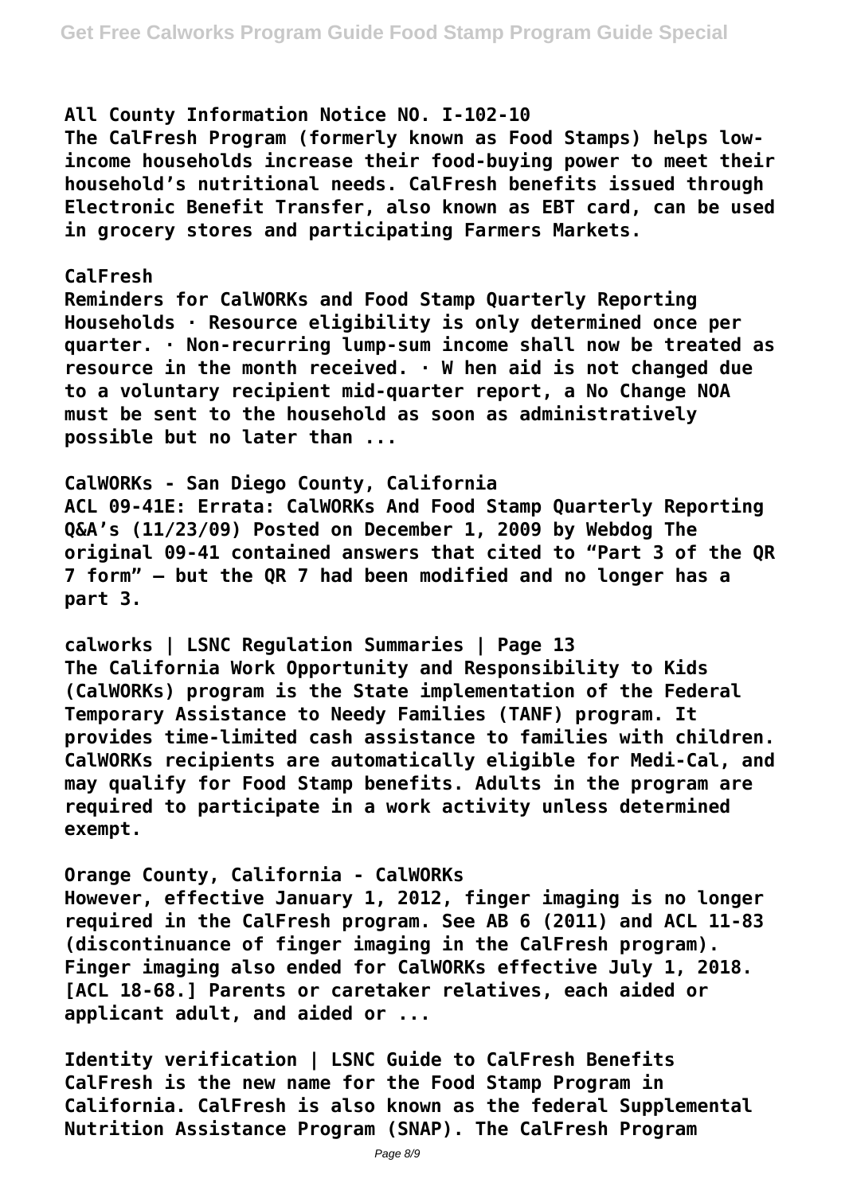**All County Information Notice NO. I-102-10**

**The CalFresh Program (formerly known as Food Stamps) helps low-income households increase their food-buying power to meet their household's nutritional needs. CalFresh benefits issued through Electronic Benefit Transfer, also known as EBT card, can be used in grocery stores and participating Farmers Markets.**

**CalFresh**

**Reminders for CalWORKs and Food Stamp Quarterly Reporting Households · Resource eligibility is only determined once per quarter. · Non-recurring lump-sum income shall now be treated as resource in the month received. · W hen aid is not changed due to a voluntary recipient mid-quarter report, a No Change NOA must be sent to the household as soon as administratively possible but no later than ...**

**CalWORKs - San Diego County, California**

**ACL 09-41E: Errata: CalWORKs And Food Stamp Quarterly Reporting Q&A's (11/23/09) Posted on December 1, 2009 by Webdog The original 09-41 contained answers that cited to "Part 3 of the QR 7 form" – but the QR 7 had been modified and no longer has a part 3.**

**calworks | LSNC Regulation Summaries | Page 13**

**The California Work Opportunity and Responsibility to Kids (CalWORKs) program is the State implementation of the Federal Temporary Assistance to Needy Families (TANF) program. It provides time-limited cash assistance to families with children. CalWORKs recipients are automatically eligible for Medi-Cal, and may qualify for Food Stamp benefits. Adults in the program are required to participate in a work activity unless determined exempt.**

**Orange County, California - CalWORKs**

**However, effective January 1, 2012, finger imaging is no longer required in the CalFresh program. See AB 6 (2011) and ACL 11-83 (discontinuance of finger imaging in the CalFresh program). Finger imaging also ended for CalWORKs effective July 1, 2018. [ACL 18-68.] Parents or caretaker relatives, each aided or applicant adult, and aided or ...**

**Identity verification | LSNC Guide to CalFresh Benefits**

**CalFresh is the new name for the Food Stamp Program in California. CalFresh is also known as the federal Supplemental Nutrition Assistance Program (SNAP). The CalFresh Program**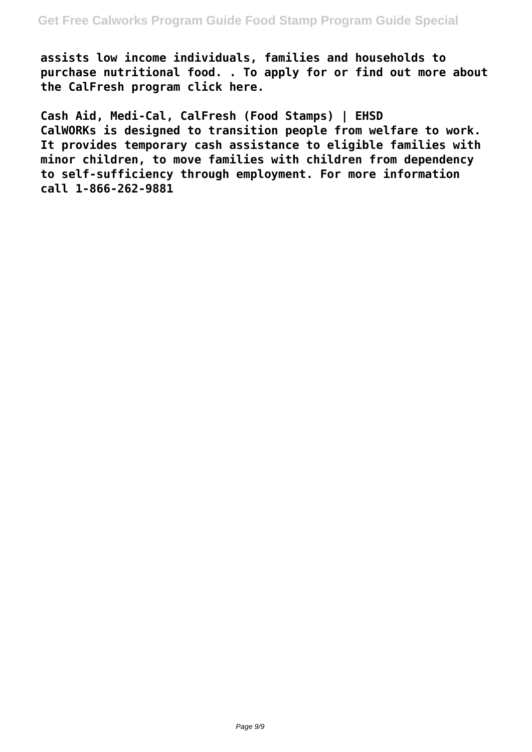**assists low income individuals, families and households to purchase nutritional food. . To apply for or find out more about the CalFresh program click here.**

**Cash Aid, Medi-Cal, CalFresh (Food Stamps) | EHSD**
**CalWORKs is designed to transition people from welfare to work. It provides temporary cash assistance to eligible families with minor children, to move families with children from dependency to self-sufficiency through employment. For more information call 1-866-262-9881**